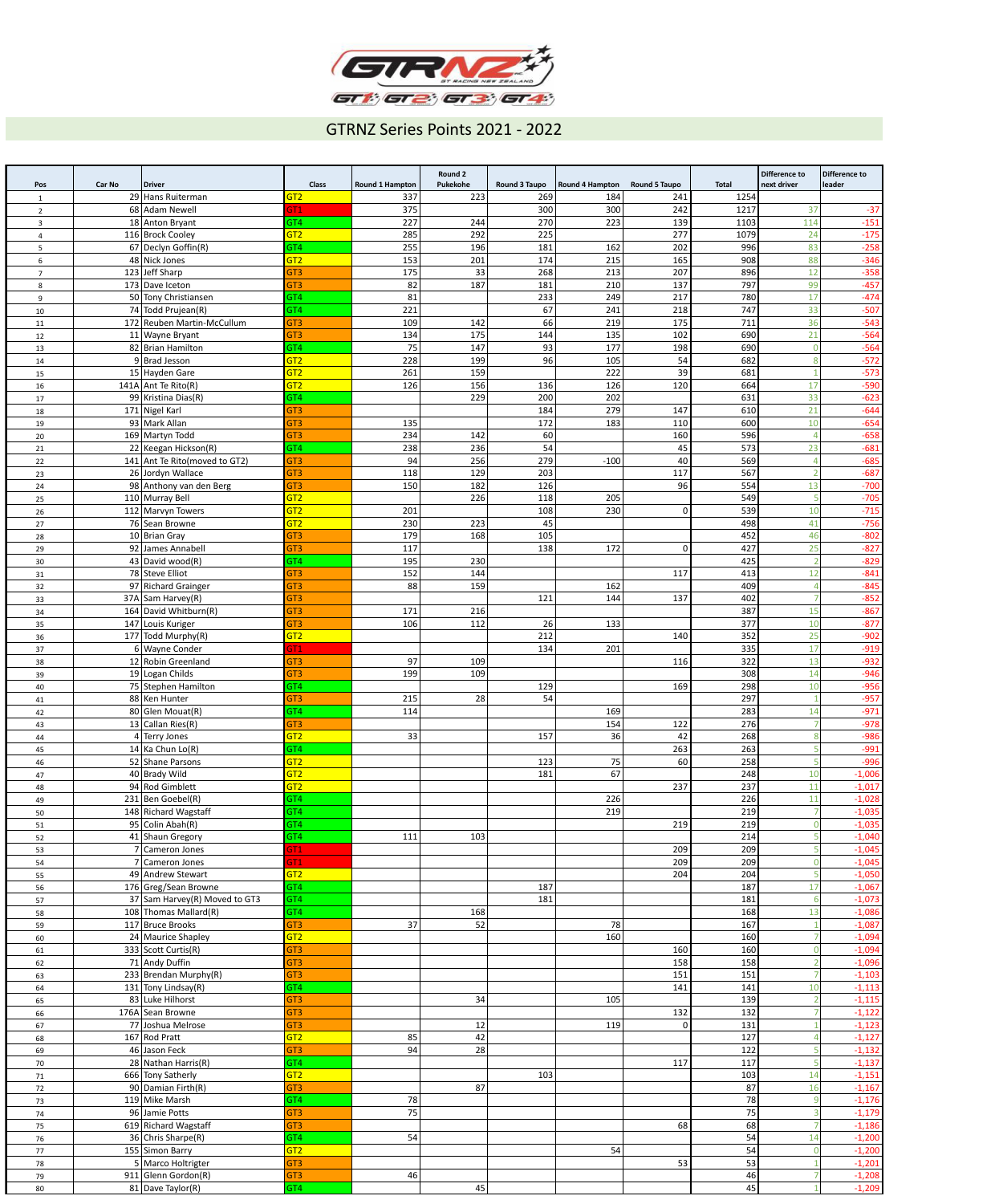## GTRNZ Series Points 2021 - 2022

| Pos | Car No | Driver | Class | Round 1 Hampton | Round 2 Pukekohe | Round 3 Taupo | Round 4 Hampton | Round 5 Taupo | Total | Difference to next driver | Difference to leader |
|---|---|---|---|---|---|---|---|---|---|---|---|
| 1 | 29 | Hans Ruiterman | GT2 | 337 | 223 | 269 | 184 | 241 | 1254 | | |
| 2 | 68 | Adam Newell | GT1 | 375 | | 300 | 300 | 242 | 1217 | 37 | -37 |
| 3 | 18 | Anton Bryant | GT4 | 227 | 244 | 270 | 223 | 139 | 1103 | 114 | -151 |
| 4 | 116 | Brock Cooley | GT2 | 285 | 292 | 225 | | 277 | 1079 | 24 | -175 |
| 5 | 67 | Declyn Goffin(R) | GT4 | 255 | 196 | 181 | 162 | 202 | 996 | 83 | -258 |
| 6 | 48 | Nick Jones | GT2 | 153 | 201 | 174 | 215 | 165 | 908 | 88 | -346 |
| 7 | 123 | Jeff Sharp | GT3 | 175 | 33 | 268 | 213 | 207 | 896 | 12 | -358 |
| 8 | 173 | Dave Iceton | GT3 | 82 | 187 | 181 | 210 | 137 | 797 | 99 | -457 |
| 9 | 50 | Tony Christiansen | GT4 | 81 | | 233 | 249 | 217 | 780 | 17 | -474 |
| 10 | 74 | Todd Prujean(R) | GT4 | 221 | | 67 | 241 | 218 | 747 | 33 | -507 |
| 11 | 172 | Reuben Martin-McCullum | GT3 | 109 | 142 | 66 | 219 | 175 | 711 | 36 | -543 |
| 12 | 11 | Wayne Bryant | GT3 | 134 | 175 | 144 | 135 | 102 | 690 | 21 | -564 |
| 13 | 82 | Brian Hamilton | GT4 | 75 | 147 | 93 | 177 | 198 | 690 | 0 | -564 |
| 14 | 9 | Brad Jesson | GT2 | 228 | 199 | 96 | 105 | 54 | 682 | 8 | -572 |
| 15 | 15 | Hayden Gare | GT2 | 261 | 159 | | 222 | 39 | 681 | 1 | -573 |
| 16 | 141A | Ant Te Rito(R) | GT2 | 126 | 156 | 136 | 126 | 120 | 664 | 17 | -590 |
| 17 | 99 | Kristina Dias(R) | GT4 | | 229 | 200 | 202 | | 631 | 33 | -623 |
| 18 | 171 | Nigel Karl | GT3 | | | 184 | 279 | 147 | 610 | 21 | -644 |
| 19 | 93 | Mark Allan | GT3 | 135 | | 172 | 183 | 110 | 600 | 10 | -654 |
| 20 | 169 | Martyn Todd | GT3 | 234 | 142 | 60 | | 160 | 596 | 4 | -658 |
| 21 | 22 | Keegan Hickson(R) | GT4 | 238 | 236 | 54 | | 45 | 573 | 23 | -681 |
| 22 | 141 | Ant Te Rito(moved to GT2) | GT3 | 94 | 256 | 279 | -100 | 40 | 569 | 4 | -685 |
| 23 | 26 | Jordyn Wallace | GT3 | 118 | 129 | 203 | | 117 | 567 | 2 | -687 |
| 24 | 98 | Anthony van den Berg | GT3 | 150 | 182 | 126 | | 96 | 554 | 13 | -700 |
| 25 | 110 | Murray Bell | GT2 | | 226 | 118 | 205 | | 549 | 5 | -705 |
| 26 | 112 | Marvyn Towers | GT2 | 201 | | 108 | 230 | 0 | 539 | 10 | -715 |
| 27 | 76 | Sean Browne | GT2 | 230 | 223 | 45 | | | 498 | 41 | -756 |
| 28 | 10 | Brian Gray | GT3 | 179 | 168 | 105 | | | 452 | 46 | -802 |
| 29 | 92 | James Annabell | GT3 | 117 | | 138 | 172 | 0 | 427 | 25 | -827 |
| 30 | 43 | David wood(R) | GT4 | 195 | 230 | | | | 425 | 2 | -829 |
| 31 | 78 | Steve Elliot | GT3 | 152 | 144 | | | 117 | 413 | 12 | -841 |
| 32 | 97 | Richard Grainger | GT3 | 88 | 159 | | 162 | | 409 | 4 | -845 |
| 33 | 37A | Sam Harvey(R) | GT3 | | | 121 | 144 | 137 | 402 | 7 | -852 |
| 34 | 164 | David Whitburn(R) | GT3 | 171 | 216 | | | | 387 | 15 | -867 |
| 35 | 147 | Louis Kuriger | GT3 | 106 | 112 | 26 | 133 | | 377 | 10 | -877 |
| 36 | 177 | Todd Murphy(R) | GT2 | | | 212 | | 140 | 352 | 25 | -902 |
| 37 | 6 | Wayne Conder | GT1 | | | 134 | 201 | | 335 | 17 | -919 |
| 38 | 12 | Robin Greenland | GT3 | 97 | 109 | | | 116 | 322 | 13 | -932 |
| 39 | 19 | Logan Childs | GT3 | 199 | 109 | | | | 308 | 14 | -946 |
| 40 | 75 | Stephen Hamilton | GT4 | | | 129 | | 169 | 298 | 10 | -956 |
| 41 | 88 | Ken Hunter | GT3 | 215 | 28 | 54 | | | 297 | 1 | -957 |
| 42 | 80 | Glen Mouat(R) | GT4 | 114 | | | 169 | | 283 | 14 | -971 |
| 43 | 13 | Callan Ries(R) | GT3 | | | | 154 | 122 | 276 | 7 | -978 |
| 44 | 4 | Terry Jones | GT2 | 33 | | 157 | 36 | 42 | 268 | 8 | -986 |
| 45 | 14 | Ka Chun Lo(R) | GT4 | | | | | 263 | 263 | 5 | -991 |
| 46 | 52 | Shane Parsons | GT2 | | | 123 | 75 | 60 | 258 | 5 | -996 |
| 47 | 40 | Brady Wild | GT2 | | | 181 | 67 | | 248 | 10 | -1,006 |
| 48 | 94 | Rod Gimblett | GT2 | | | | | 237 | 237 | 11 | -1,017 |
| 49 | 231 | Ben Goebel(R) | GT4 | | | | 226 | | 226 | 11 | -1,028 |
| 50 | 148 | Richard Wagstaff | GT4 | | | | 219 | | 219 | 7 | -1,035 |
| 51 | 95 | Colin Abah(R) | GT4 | | | | | 219 | 219 | 0 | -1,035 |
| 52 | 41 | Shaun Gregory | GT4 | 111 | 103 | | | | 214 | 5 | -1,040 |
| 53 | 7 | Cameron Jones | GT1 | | | | | 209 | 209 | 5 | -1,045 |
| 54 | 7 | Cameron Jones | GT1 | | | | | 209 | 209 | 0 | -1,045 |
| 55 | 49 | Andrew Stewart | GT2 | | | | | 204 | 204 | 5 | -1,050 |
| 56 | 176 | Greg/Sean Browne | GT4 | | | 187 | | | 187 | 17 | -1,067 |
| 57 | 37 | Sam Harvey(R) Moved to GT3 | GT4 | | | 181 | | | 181 | 6 | -1,073 |
| 58 | 108 | Thomas Mallard(R) | GT4 | | 168 | | | | 168 | 13 | -1,086 |
| 59 | 117 | Bruce Brooks | GT3 | 37 | 52 | | 78 | | 167 | 1 | -1,087 |
| 60 | 24 | Maurice Shapley | GT2 | | | | 160 | | 160 | 7 | -1,094 |
| 61 | 333 | Scott Curtis(R) | GT3 | | | | | 160 | 160 | 0 | -1,094 |
| 62 | 71 | Andy Duffin | GT3 | | | | | 158 | 158 | 2 | -1,096 |
| 63 | 233 | Brendan Murphy(R) | GT3 | | | | | 151 | 151 | 7 | -1,103 |
| 64 | 131 | Tony Lindsay(R) | GT4 | | | | | 141 | 141 | 10 | -1,113 |
| 65 | 83 | Luke Hilhorst | GT3 | | 34 | | 105 | | 139 | 2 | -1,115 |
| 66 | 176A | Sean Browne | GT3 | | | | | 132 | 132 | 7 | -1,122 |
| 67 | 77 | Joshua Melrose | GT3 | | 12 | | 119 | 0 | 131 | 1 | -1,123 |
| 68 | 167 | Rod Pratt | GT2 | 85 | 42 | | | | 127 | 4 | -1,127 |
| 69 | 46 | Jason Feck | GT3 | 94 | 28 | | | | 122 | 5 | -1,132 |
| 70 | 28 | Nathan Harris(R) | GT4 | | | | | 117 | 117 | 5 | -1,137 |
| 71 | 666 | Tony Satherly | GT2 | | | 103 | | | 103 | 14 | -1,151 |
| 72 | 90 | Damian Firth(R) | GT3 | | 87 | | | | 87 | 16 | -1,167 |
| 73 | 119 | Mike Marsh | GT4 | 78 | | | | | 78 | 9 | -1,176 |
| 74 | 96 | Jamie Potts | GT3 | 75 | | | | | 75 | 3 | -1,179 |
| 75 | 619 | Richard Wagstaff | GT3 | | | | | 68 | 68 | 7 | -1,186 |
| 76 | 36 | Chris Sharpe(R) | GT4 | 54 | | | | | 54 | 14 | -1,200 |
| 77 | 155 | Simon Barry | GT2 | | | | 54 | | 54 | 0 | -1,200 |
| 78 | 5 | Marco Holtrigter | GT3 | | | | | 53 | 53 | 1 | -1,201 |
| 79 | 911 | Glenn Gordon(R) | GT3 | 46 | | | | | 46 | 7 | -1,208 |
| 80 | 81 | Dave Taylor(R) | GT4 | | 45 | | | | 45 | 1 | -1,209 |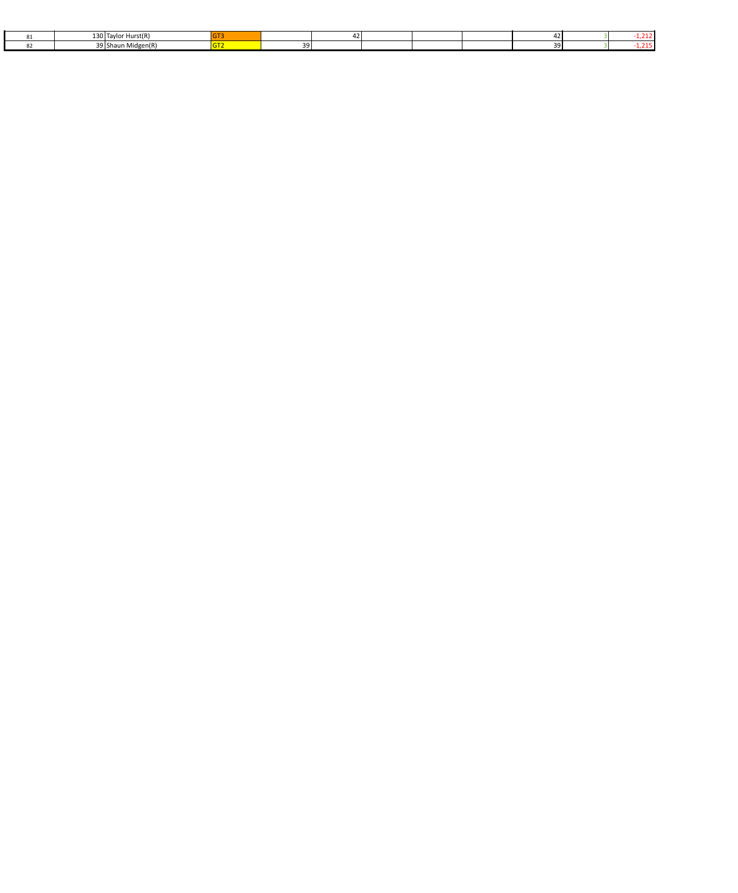| | | | | | | | | | | | |
|---|---|---|---|---|---|---|---|---|---|---|---|
| 81 | 130 | Taylor Hurst(R) | GT3 | | 42 | | | | 42 | 3 | -1,212 |
| 82 | 39 | Shaun Midgen(R) | GT2 | 39 | | | | | 39 | 3 | -1,215 |